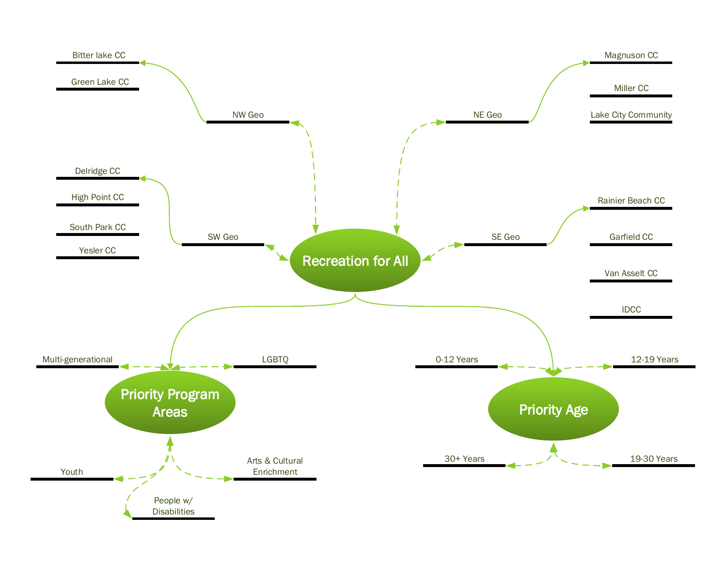# Recreation for All

## NW Geo

- Bitter lake CC
- Green Lake CC

## NE Geo

- Magnuson CC
- Miller CC
- Lake City Community

## SW Geo

- Delridge CC
- High Point CC
- South Park CC
- Yesler CC

## SE Geo

- Rainier Beach CC
- Garfield CC
- Van Asselt CC
- IDCC

## Priority Program Areas

- Multi-generational
- LGBTQ
- Youth
- Arts & Cultural Enrichment
- People w/ Disabilities

## Priority Age

- 0-12 Years
- 12-19 Years
- 30+ Years
- 19-30 Years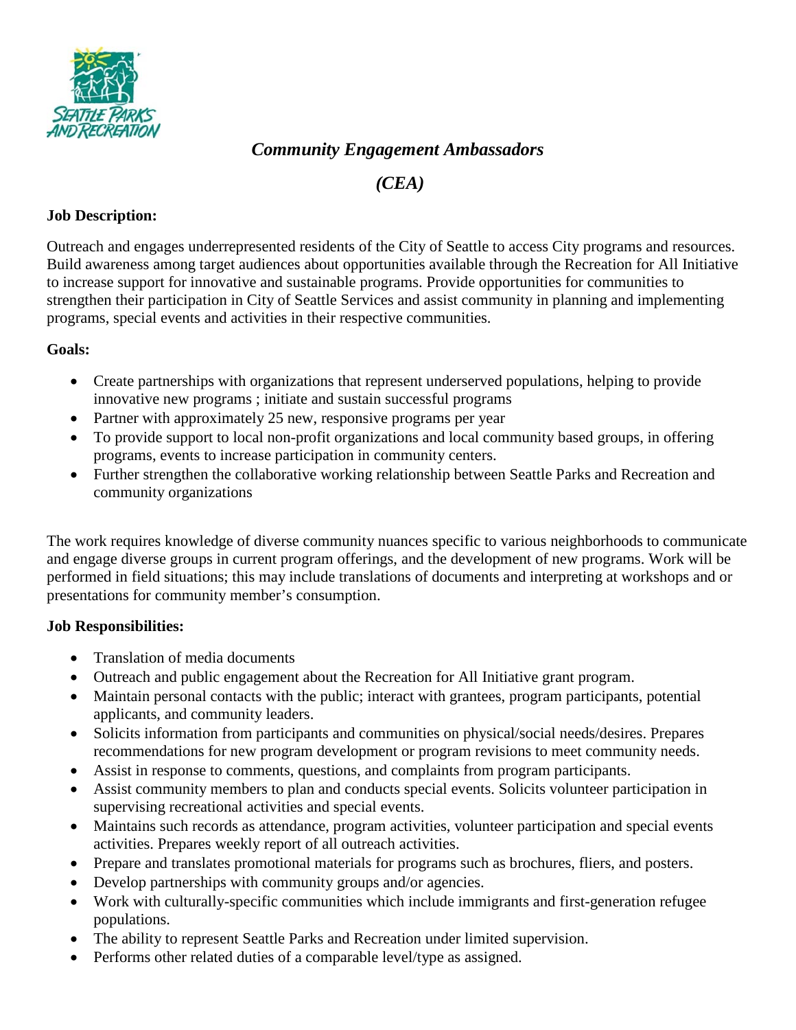# *Community Engagement Ambassadors*

## *(CEA)*

**Job Description:**

Outreach and engages underrepresented residents of the City of Seattle to access City programs and resources. Build awareness among target audiences about opportunities available through the Recreation for All Initiative to increase support for innovative and sustainable programs. Provide opportunities for communities to strengthen their participation in City of Seattle Services and assist community in planning and implementing programs, special events and activities in their respective communities.

**Goals:**

- Create partnerships with organizations that represent underserved populations, helping to provide innovative new programs ; initiate and sustain successful programs
- Partner with approximately 25 new, responsive programs per year
- To provide support to local non-profit organizations and local community based groups, in offering programs, events to increase participation in community centers.
- Further strengthen the collaborative working relationship between Seattle Parks and Recreation and community organizations

The work requires knowledge of diverse community nuances specific to various neighborhoods to communicate and engage diverse groups in current program offerings, and the development of new programs. Work will be performed in field situations; this may include translations of documents and interpreting at workshops and or presentations for community member's consumption.

**Job Responsibilities:**

- Translation of media documents
- Outreach and public engagement about the Recreation for All Initiative grant program.
- Maintain personal contacts with the public; interact with grantees, program participants, potential applicants, and community leaders.
- Solicits information from participants and communities on physical/social needs/desires. Prepares recommendations for new program development or program revisions to meet community needs.
- Assist in response to comments, questions, and complaints from program participants.
- Assist community members to plan and conducts special events. Solicits volunteer participation in supervising recreational activities and special events.
- Maintains such records as attendance, program activities, volunteer participation and special events activities. Prepares weekly report of all outreach activities.
- Prepare and translates promotional materials for programs such as brochures, fliers, and posters.
- Develop partnerships with community groups and/or agencies.
- Work with culturally-specific communities which include immigrants and first-generation refugee populations.
- The ability to represent Seattle Parks and Recreation under limited supervision.
- Performs other related duties of a comparable level/type as assigned.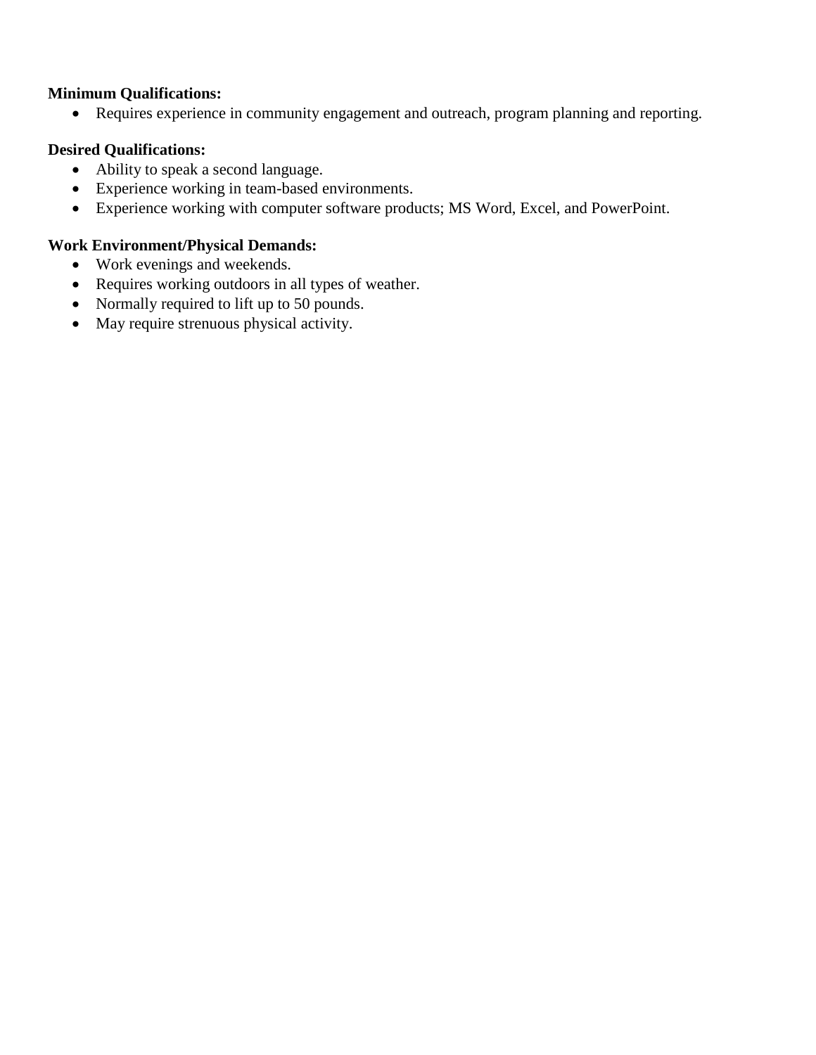**Minimum Qualifications:**

- Requires experience in community engagement and outreach, program planning and reporting.

**Desired Qualifications:**

- Ability to speak a second language.
- Experience working in team-based environments.
- Experience working with computer software products; MS Word, Excel, and PowerPoint.

**Work Environment/Physical Demands:**

- Work evenings and weekends.
- Requires working outdoors in all types of weather.
- Normally required to lift up to 50 pounds.
- May require strenuous physical activity.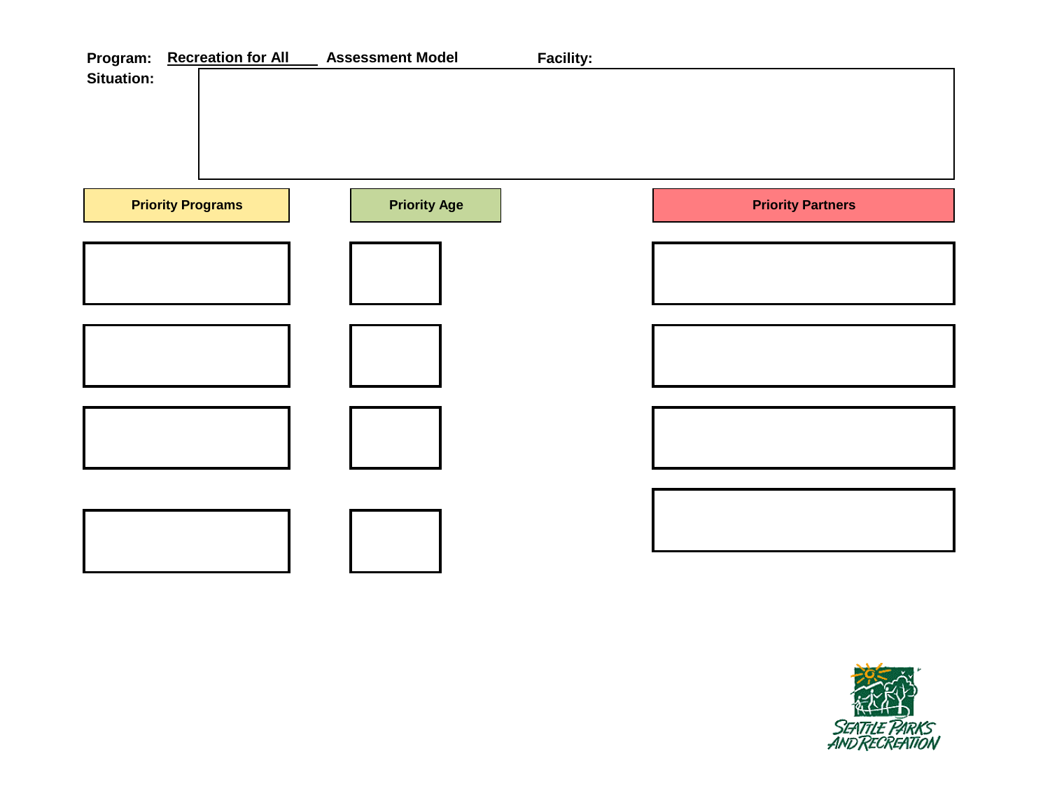**Program:** Recreation for All **Assessment Model** **Facility:**

**Situation:**

| Priority Programs | Priority Age | Priority Partners |
|---|---|---|
| | | |
| | | |
| | | |
| | | |
| | | |

SEATTLE PARKS AND RECREATION